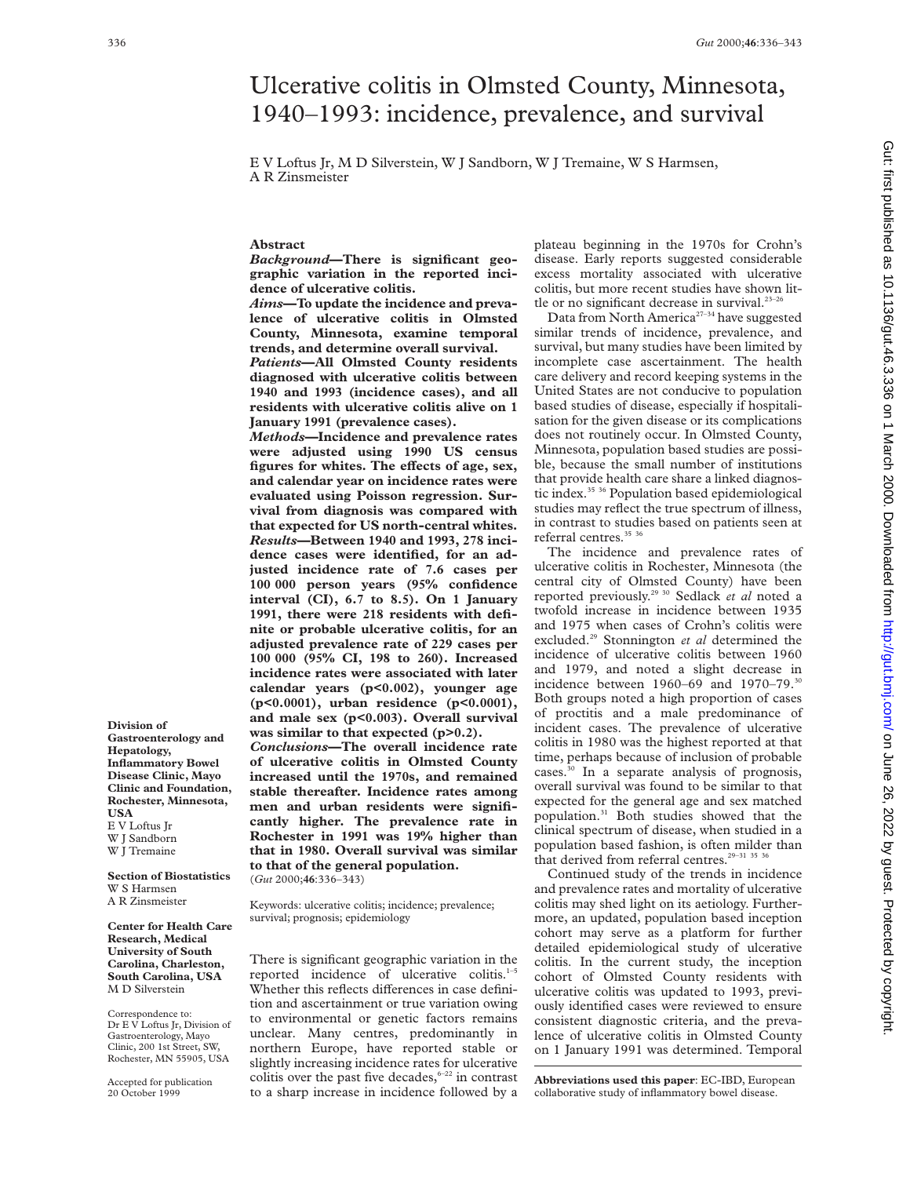# Ulcerative colitis in Olmsted County, Minnesota, 1940–1993: incidence, prevalence, and survival

E V Loftus Jr, M D Silverstein, W J Sandborn, W J Tremaine, W S Harmsen, A R Zinsmeister

## Abstract

***Background*—There is significant geographic variation in the reported incidence of ulcerative colitis.**

***Aims*—To update the incidence and prevalence of ulcerative colitis in Olmsted County, Minnesota, examine temporal trends, and determine overall survival.**

***Patients*—All Olmsted County residents diagnosed with ulcerative colitis between 1940 and 1993 (incidence cases), and all residents with ulcerative colitis alive on 1 January 1991 (prevalence cases).**

***Methods*—Incidence and prevalence rates were adjusted using 1990 US census figures for whites. The effects of age, sex, and calendar year on incidence rates were evaluated using Poisson regression. Survival from diagnosis was compared with that expected for US north-central whites.**

***Results*—Between 1940 and 1993, 278 incidence cases were identified, for an adjusted incidence rate of 7.6 cases per 100 000 person years (95% confidence interval (CI), 6.7 to 8.5). On 1 January 1991, there were 218 residents with definite or probable ulcerative colitis, for an adjusted prevalence rate of 229 cases per 100 000 (95% CI, 198 to 260). Increased incidence rates were associated with later calendar years (p<0.002), younger age (p<0.0001), urban residence (p<0.0001), and male sex (p<0.003). Overall survival was similar to that expected (p>0.2).**

***Conclusions*—The overall incidence rate of ulcerative colitis in Olmsted County increased until the 1970s, and remained stable thereafter. Incidence rates among men and urban residents were significantly higher. The prevalence rate in Rochester in 1991 was 19% higher than that in 1980. Overall survival was similar to that of the general population.**

(*Gut* 2000;**46**:336–343)

Keywords: ulcerative colitis; incidence; prevalence; survival; prognosis; epidemiology

**Division of Gastroenterology and Hepatology, Inflammatory Bowel Disease Clinic, Mayo Clinic and Foundation, Rochester, Minnesota, USA**
E V Loftus Jr
W J Sandborn
W J Tremaine

**Section of Biostatistics**
W S Harmsen
A R Zinsmeister

**Center for Health Care Research, Medical University of South Carolina, Charleston, South Carolina, USA**
M D Silverstein

Correspondence to:
Dr E V Loftus Jr, Division of Gastroenterology, Mayo Clinic, 200 1st Street, SW, Rochester, MN 55905, USA

Accepted for publication 20 October 1999

There is significant geographic variation in the reported incidence of ulcerative colitis.[1–5] Whether this reflects differences in case definition and ascertainment or true variation owing to environmental or genetic factors remains unclear. Many centres, predominantly in northern Europe, have reported stable or slightly increasing incidence rates for ulcerative colitis over the past five decades,[6–22] in contrast to a sharp increase in incidence followed by a plateau beginning in the 1970s for Crohn's disease. Early reports suggested considerable excess mortality associated with ulcerative colitis, but more recent studies have shown little or no significant decrease in survival.[23–26]

Data from North America[27–34] have suggested similar trends of incidence, prevalence, and survival, but many studies have been limited by incomplete case ascertainment. The health care delivery and record keeping systems in the United States are not conducive to population based studies of disease, especially if hospitalisation for the given disease or its complications does not routinely occur. In Olmsted County, Minnesota, population based studies are possible, because the small number of institutions that provide health care share a linked diagnostic index.[35 36] Population based epidemiological studies may reflect the true spectrum of illness, in contrast to studies based on patients seen at referral centres.[35 36]

The incidence and prevalence rates of ulcerative colitis in Rochester, Minnesota (the central city of Olmsted County) have been reported previously.[29 30] Sedlack *et al* noted a twofold increase in incidence between 1935 and 1975 when cases of Crohn's colitis were excluded.[29] Stonnington *et al* determined the incidence of ulcerative colitis between 1960 and 1979, and noted a slight decrease in incidence between 1960–69 and 1970–79.[30] Both groups noted a high proportion of cases of proctitis and a male predominance of incident cases. The prevalence of ulcerative colitis in 1980 was the highest reported at that time, perhaps because of inclusion of probable cases.[30] In a separate analysis of prognosis, overall survival was found to be similar to that expected for the general age and sex matched population.[31] Both studies showed that the clinical spectrum of disease, when studied in a population based fashion, is often milder than that derived from referral centres.[29–31 35 36]

Continued study of the trends in incidence and prevalence rates and mortality of ulcerative colitis may shed light on its aetiology. Furthermore, an updated, population based inception cohort may serve as a platform for further detailed epidemiological study of ulcerative colitis. In the current study, the inception cohort of Olmsted County residents with ulcerative colitis was updated to 1993, previously identified cases were reviewed to ensure consistent diagnostic criteria, and the prevalence of ulcerative colitis in Olmsted County on 1 January 1991 was determined. Temporal

**Abbreviations used this paper**: EC-IBD, European collaborative study of inflammatory bowel disease.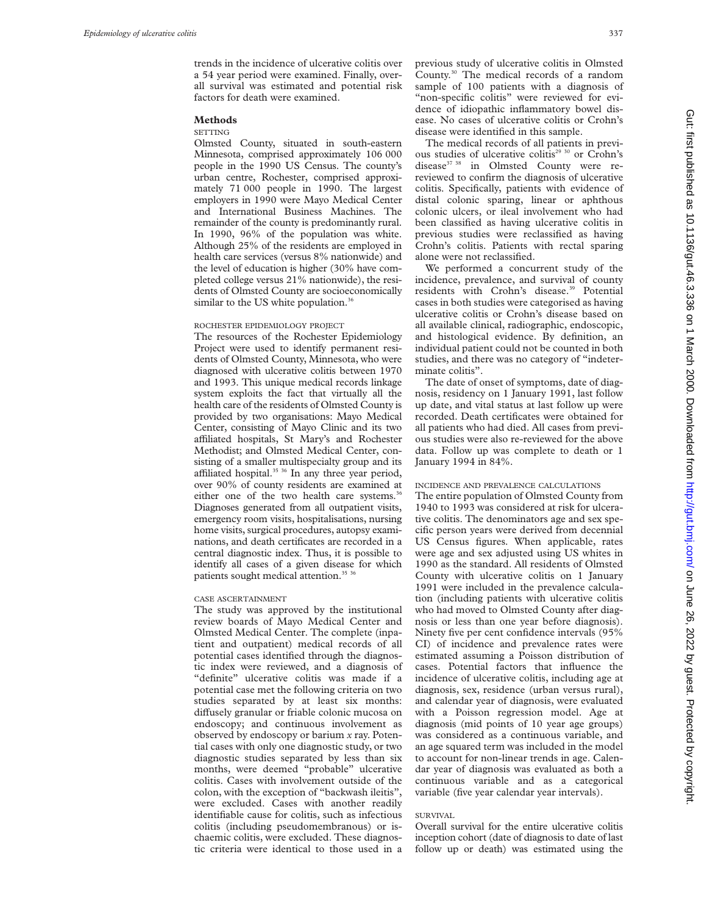trends in the incidence of ulcerative colitis over a 54 year period were examined. Finally, overall survival was estimated and potential risk factors for death were examined.

## Methods

### SETTING

Olmsted County, situated in south-eastern Minnesota, comprised approximately 106 000 people in the 1990 US Census. The county's urban centre, Rochester, comprised approximately 71 000 people in 1990. The largest employers in 1990 were Mayo Medical Center and International Business Machines. The remainder of the county is predominantly rural. In 1990, 96% of the population was white. Although 25% of the residents are employed in health care services (versus 8% nationwide) and the level of education is higher (30% have completed college versus 21% nationwide), the residents of Olmsted County are socioeconomically similar to the US white population.[36]

### ROCHESTER EPIDEMIOLOGY PROJECT

The resources of the Rochester Epidemiology Project were used to identify permanent residents of Olmsted County, Minnesota, who were diagnosed with ulcerative colitis between 1970 and 1993. This unique medical records linkage system exploits the fact that virtually all the health care of the residents of Olmsted County is provided by two organisations: Mayo Medical Center, consisting of Mayo Clinic and its two affiliated hospitals, St Mary's and Rochester Methodist; and Olmsted Medical Center, consisting of a smaller multispecialty group and its affiliated hospital.[35 36] In any three year period, over 90% of county residents are examined at either one of the two health care systems.[36] Diagnoses generated from all outpatient visits, emergency room visits, hospitalisations, nursing home visits, surgical procedures, autopsy examinations, and death certificates are recorded in a central diagnostic index. Thus, it is possible to identify all cases of a given disease for which patients sought medical attention.[35 36]

### CASE ASCERTAINMENT

The study was approved by the institutional review boards of Mayo Medical Center and Olmsted Medical Center. The complete (inpatient and outpatient) medical records of all potential cases identified through the diagnostic index were reviewed, and a diagnosis of "definite" ulcerative colitis was made if a potential case met the following criteria on two studies separated by at least six months: diffusely granular or friable colonic mucosa on endoscopy; and continuous involvement as observed by endoscopy or barium *x* ray. Potential cases with only one diagnostic study, or two diagnostic studies separated by less than six months, were deemed "probable" ulcerative colitis. Cases with involvement outside of the colon, with the exception of "backwash ileitis", were excluded. Cases with another readily identifiable cause for colitis, such as infectious colitis (including pseudomembranous) or ischaemic colitis, were excluded. These diagnostic criteria were identical to those used in a previous study of ulcerative colitis in Olmsted County.[30] The medical records of a random sample of 100 patients with a diagnosis of "non-specific colitis" were reviewed for evidence of idiopathic inflammatory bowel disease. No cases of ulcerative colitis or Crohn's disease were identified in this sample.

The medical records of all patients in previous studies of ulcerative colitis[29 30] or Crohn's disease[37 38] in Olmsted County were rereviewed to confirm the diagnosis of ulcerative colitis. Specifically, patients with evidence of distal colonic sparing, linear or aphthous colonic ulcers, or ileal involvement who had been classified as having ulcerative colitis in previous studies were reclassified as having Crohn's colitis. Patients with rectal sparing alone were not reclassified.

We performed a concurrent study of the incidence, prevalence, and survival of county residents with Crohn's disease.[39] Potential cases in both studies were categorised as having ulcerative colitis or Crohn's disease based on all available clinical, radiographic, endoscopic, and histological evidence. By definition, an individual patient could not be counted in both studies, and there was no category of "indeterminate colitis".

The date of onset of symptoms, date of diagnosis, residency on 1 January 1991, last follow up date, and vital status at last follow up were recorded. Death certificates were obtained for all patients who had died. All cases from previous studies were also re-reviewed for the above data. Follow up was complete to death or 1 January 1994 in 84%.

### INCIDENCE AND PREVALENCE CALCULATIONS

The entire population of Olmsted County from 1940 to 1993 was considered at risk for ulcerative colitis. The denominators age and sex specific person years were derived from decennial US Census figures. When applicable, rates were age and sex adjusted using US whites in 1990 as the standard. All residents of Olmsted County with ulcerative colitis on 1 January 1991 were included in the prevalence calculation (including patients with ulcerative colitis who had moved to Olmsted County after diagnosis or less than one year before diagnosis). Ninety five per cent confidence intervals (95% CI) of incidence and prevalence rates were estimated assuming a Poisson distribution of cases. Potential factors that influence the incidence of ulcerative colitis, including age at diagnosis, sex, residence (urban versus rural), and calendar year of diagnosis, were evaluated with a Poisson regression model. Age at diagnosis (mid points of 10 year age groups) was considered as a continuous variable, and an age squared term was included in the model to account for non-linear trends in age. Calendar year of diagnosis was evaluated as both a continuous variable and as a categorical variable (five year calendar year intervals).

### SURVIVAL

Overall survival for the entire ulcerative colitis inception cohort (date of diagnosis to date of last follow up or death) was estimated using the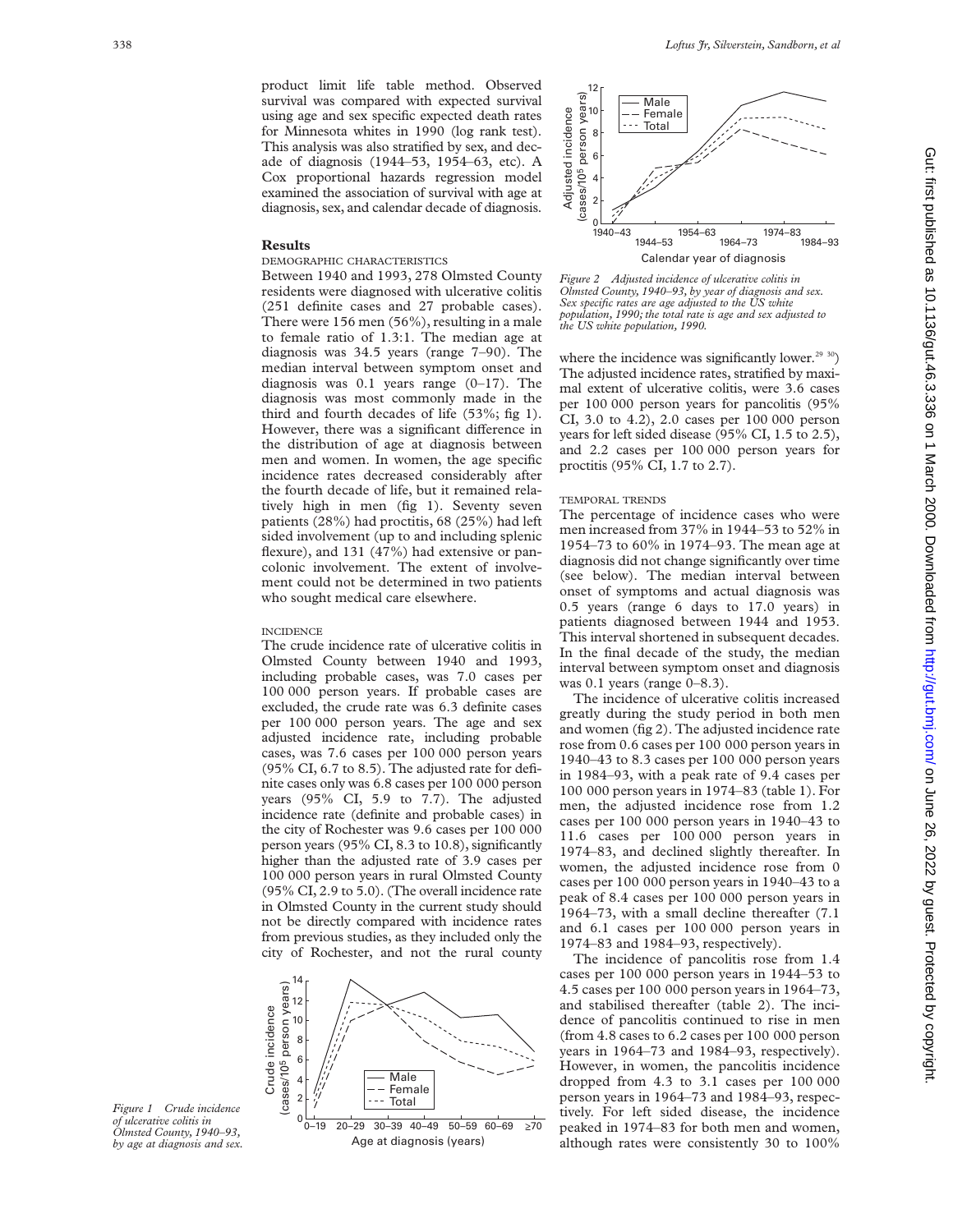product limit life table method. Observed survival was compared with expected survival using age and sex specific expected death rates for Minnesota whites in 1990 (log rank test). This analysis was also stratified by sex, and decade of diagnosis (1944–53, 1954–63, etc). A Cox proportional hazards regression model examined the association of survival with age at diagnosis, sex, and calendar decade of diagnosis.

## Results

### DEMOGRAPHIC CHARACTERISTICS

Between 1940 and 1993, 278 Olmsted County residents were diagnosed with ulcerative colitis (251 definite cases and 27 probable cases). There were 156 men (56%), resulting in a male to female ratio of 1.3:1. The median age at diagnosis was 34.5 years (range 7–90). The median interval between symptom onset and diagnosis was 0.1 years range (0–17). The diagnosis was most commonly made in the third and fourth decades of life (53%; fig 1). However, there was a significant difference in the distribution of age at diagnosis between men and women. In women, the age specific incidence rates decreased considerably after the fourth decade of life, but it remained relatively high in men (fig 1). Seventy seven patients (28%) had proctitis, 68 (25%) had left sided involvement (up to and including splenic flexure), and 131 (47%) had extensive or pancolonic involvement. The extent of involvement could not be determined in two patients who sought medical care elsewhere.

### INCIDENCE

The crude incidence rate of ulcerative colitis in Olmsted County between 1940 and 1993, including probable cases, was 7.0 cases per 100 000 person years. If probable cases are excluded, the crude rate was 6.3 definite cases per 100 000 person years. The age and sex adjusted incidence rate, including probable cases, was 7.6 cases per 100 000 person years (95% CI, 6.7 to 8.5). The adjusted rate for definite cases only was 6.8 cases per 100 000 person years (95% CI, 5.9 to 7.7). The adjusted incidence rate (definite and probable cases) in the city of Rochester was 9.6 cases per 100 000 person years (95% CI, 8.3 to 10.8), significantly higher than the adjusted rate of 3.9 cases per 100 000 person years in rural Olmsted County (95% CI, 2.9 to 5.0). (The overall incidence rate in Olmsted County in the current study should not be directly compared with incidence rates from previous studies, as they included only the city of Rochester, and not the rural county where the incidence was significantly lower.[29 30]) The adjusted incidence rates, stratified by maximal extent of ulcerative colitis, were 3.6 cases per 100 000 person years for pancolitis (95% CI, 3.0 to 4.2), 2.0 cases per 100 000 person years for left sided disease (95% CI, 1.5 to 2.5), and 2.2 cases per 100 000 person years for proctitis (95% CI, 1.7 to 2.7).

*Figure 1 Crude incidence of ulcerative colitis in Olmsted County, 1940–93, by age at diagnosis and sex.*

*Figure 2 Adjusted incidence of ulcerative colitis in Olmsted County, 1940–93, by year of diagnosis and sex. Sex specific rates are age adjusted to the US white population, 1990; the total rate is age and sex adjusted to the US white population, 1990.*

### TEMPORAL TRENDS

The percentage of incidence cases who were men increased from 37% in 1944–53 to 52% in 1954–73 to 60% in 1974–93. The mean age at diagnosis did not change significantly over time (see below). The median interval between onset of symptoms and actual diagnosis was 0.5 years (range 6 days to 17.0 years) in patients diagnosed between 1944 and 1953. This interval shortened in subsequent decades. In the final decade of the study, the median interval between symptom onset and diagnosis was 0.1 years (range 0–8.3).

The incidence of ulcerative colitis increased greatly during the study period in both men and women (fig 2). The adjusted incidence rate rose from 0.6 cases per 100 000 person years in 1940–43 to 8.3 cases per 100 000 person years in 1984–93, with a peak rate of 9.4 cases per 100 000 person years in 1974–83 (table 1). For men, the adjusted incidence rose from 1.2 cases per 100 000 person years in 1940–43 to 11.6 cases per 100 000 person years in 1974–83, and declined slightly thereafter. In women, the adjusted incidence rose from 0 cases per 100 000 person years in 1940–43 to a peak of 8.4 cases per 100 000 person years in 1964–73, with a small decline thereafter (7.1 and 6.1 cases per 100 000 person years in 1974–83 and 1984–93, respectively).

The incidence of pancolitis rose from 1.4 cases per 100 000 person years in 1944–53 to 4.5 cases per 100 000 person years in 1964–73, and stabilised thereafter (table 2). The incidence of pancolitis continued to rise in men (from 4.8 cases to 6.2 cases per 100 000 person years in 1964–73 and 1984–93, respectively). However, in women, the pancolitis incidence dropped from 4.3 to 3.1 cases per 100 000 person years in 1964–73 and 1984–93, respectively. For left sided disease, the incidence peaked in 1974–83 for both men and women, although rates were consistently 30 to 100%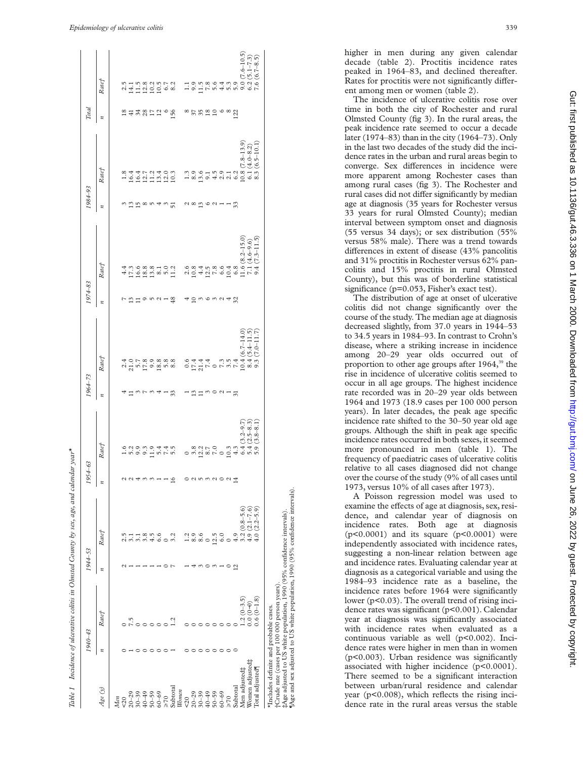Table 1 Incidence of ulcerative colitis in Olmsted County by sex, age, and calendar year*

| Age (y) | 1940–43 | | 1944–53 | | 1954–63 | | 1964–73 | | 1974–83 | | 1984–93 | | Total | |
|---|---|---|---|---|---|---|---|---|---|---|---|---|---|---|
| | n | Rate† | n | Rate† | n | Rate† | n | Rate† | n | Rate† | n | Rate† | n | Rate† |
| *Men* | | | | | | | | | | | | | | |
| <20 | 0 | 0 | 2 | 2.5 | 2 | 1.6 | 4 | 2.4 | 7 | 4.4 | 3 | 1.8 | 18 | 2.5 |
| 20–29 | 1 | 7.5 | 1 | 3.1 | 2 | 5.2 | 11 | 21.0 | 13 | 17.3 | 13 | 16.4 | 41 | 14.1 |
| 30–39 | 0 | 0 | 1 | 3.1 | 4 | 9.9 | 3 | 5.7 | 11 | 16.6 | 15 | 16.4 | 34 | 11.5 |
| 40–49 | 0 | 0 | 1 | 3.8 | 3 | 9.3 | 7 | 17.8 | 9 | 18.8 | 8 | 12.7 | 28 | 12.8 |
| 50–59 | 0 | 0 | 1 | 4.5 | 3 | 11.9 | 3 | 9.9 | 5 | 13.8 | 5 | 11.2 | 17 | 10.2 |
| 60–69 | 0 | 0 | 1 | 6.6 | 1 | 5.4 | 4 | 18.8 | 2 | 8.1 | 4 | 13.4 | 12 | 10.5 |
| ≥70 | 0 | 0 | 0 | 0 | 1 | 7.4 | 1 | 5.8 | 1 | 5.0 | 3 | 12.0 | 6 | 6.7 |
| Subtotal | 1 | 1.2 | 7 | 3.2 | 16 | 5.5 | 33 | 8.8 | 48 | 11.2 | 51 | 10.3 | 156 | 8.2 |
| *Women* | | | | | | | | | | | | | | |
| <20 | 0 | 0 | 1 | 1.2 | 0 | 0 | 1 | 0.6 | 4 | 2.6 | 2 | 1.3 | 8 | 1.1 |
| 20–29 | 0 | 0 | 4 | 8.9 | 2 | 3.8 | 13 | 17.4 | 10 | 10.8 | 8 | 8.9 | 37 | 9.9 |
| 30–39 | 0 | 0 | 3 | 8.6 | 5 | 12.2 | 11 | 21.4 | 3 | 4.4 | 13 | 13.6 | 35 | 11.5 |
| 40–49 | 0 | 0 | 0 | 0 | 3 | 8.7 | 3 | 7.4 | 6 | 12.5 | 6 | 9.1 | 18 | 7.8 |
| 50–59 | 0 | 0 | 3 | 12.5 | 2 | 7.0 | 0 | 0 | 3 | 7.8 | 2 | 4.5 | 10 | 5.6 |
| 60–69 | 0 | 0 | 1 | 6.0 | 0 | 0 | 2 | 7.3 | 2 | 6.6 | 1 | 2.9 | 6 | 4.4 |
| ≥70 | 0 | 0 | 0 | 0 | 2 | 10.3 | 1 | 3.5 | 4 | 10.4 | 1 | 2.1 | 8 | 5.3 |
| Subtotal | 0 | 0 | 12 | 4.9 | 14 | 4.3 | 31 | 7.4 | 32 | 6.8 | 33 | 6.2 | 122 | 5.9 |
| Men adjusted‡ | | 1.2 (0–3.5) | | 3.2 (0.8–5.6) | | 6.4 (3.2–9.7) | | 10.4 (6.7–14.0) | | 11.6 (8.2–15.0) | | 10.8 (7.8–13.9) | | 9.0 (7.6–10.5) |
| Women adjusted‡ | | 0.0 (0–0) | | 4.9 (2.1–7.6) | | 5.4 (2.5–8.3) | | 8.4 (5.4–11.5) | | 7.1 (4.6–9.6) | | 6.1 (4.0–8.2) | | 6.2 (5.1–7.3) |
| Total adjusted¶ | | 0.6 (0–1.8) | | 4.0 (2.2–5.9) | | 5.9 (3.8–8.1) | | 9.3 (7.0–11.7) | | 9.4 (7.3–11.5) | | 8.3 (6.5–10.1) | | 7.6 (6.7–8.5) |

*Includes definite and probable cases.
†Crude rate (cases per 100 000 person years).
‡Age adjusted to US white population, 1990 (95% confidence intervals).
¶Age and sex adjusted to US white population, 1990 (95% confidence intervals).

higher in men during any given calendar decade (table 2). Proctitis incidence rates peaked in 1964–83, and declined thereafter. Rates for proctitis were not significantly different among men or women (table 2).

The incidence of ulcerative colitis rose over time in both the city of Rochester and rural Olmsted County (fig 3). In the rural areas, the peak incidence rate seemed to occur a decade later (1974–83) than in the city (1964–73). Only in the last two decades of the study did the incidence rates in the urban and rural areas begin to converge. Sex differences in incidence were more apparent among Rochester cases than among rural cases (fig 3). The Rochester and rural cases did not differ significantly by median age at diagnosis (35 years for Rochester versus 33 years for rural Olmsted County); median interval between symptom onset and diagnosis (55 versus 34 days); or sex distribution (55% versus 58% male). There was a trend towards differences in extent of disease (43% pancolitis and 31% proctitis in Rochester versus 62% pancolitis and 15% proctitis in rural Olmsted County), but this was of borderline statistical significance (p=0.053, Fisher's exact test).

The distribution of age at onset of ulcerative colitis did not change significantly over the course of the study. The median age at diagnosis decreased slightly, from 37.0 years in 1944–53 to 34.5 years in 1984–93. In contrast to Crohn's disease, where a striking increase in incidence among 20–29 year olds occurred out of proportion to other age groups after 1964,[39] the rise in incidence of ulcerative colitis seemed to occur in all age groups. The highest incidence rate recorded was in 20–29 year olds between 1964 and 1973 (18.9 cases per 100 000 person years). In later decades, the peak age specific incidence rate shifted to the 30–50 year old age groups. Although the shift in peak age specific incidence rates occurred in both sexes, it seemed more pronounced in men (table 1). The frequency of paediatric cases of ulcerative colitis relative to all cases diagnosed did not change over the course of the study (9% of all cases until 1973, versus 10% of all cases after 1973).

A Poisson regression model was used to examine the effects of age at diagnosis, sex, residence, and calendar year of diagnosis on incidence rates. Both age at diagnosis ($p<0.0001$) and its square ($p<0.0001$) were independently associated with incidence rates, suggesting a non-linear relation between age and incidence rates. Evaluating calendar year at diagnosis as a categorical variable and using the 1984–93 incidence rate as a baseline, the incidence rates before 1964 were significantly lower ($p<0.03$). The overall trend of rising incidence rates was significant ($p<0.001$). Calendar year at diagnosis was significantly associated with incidence rates when evaluated as a continuous variable as well ($p<0.002$). Incidence rates were higher in men than in women ($p<0.003$). Urban residence was significantly associated with higher incidence ($p<0.0001$). There seemed to be a significant interaction between urban/rural residence and calendar year ($p<0.008$), which reflects the rising incidence rate in the rural areas versus the stable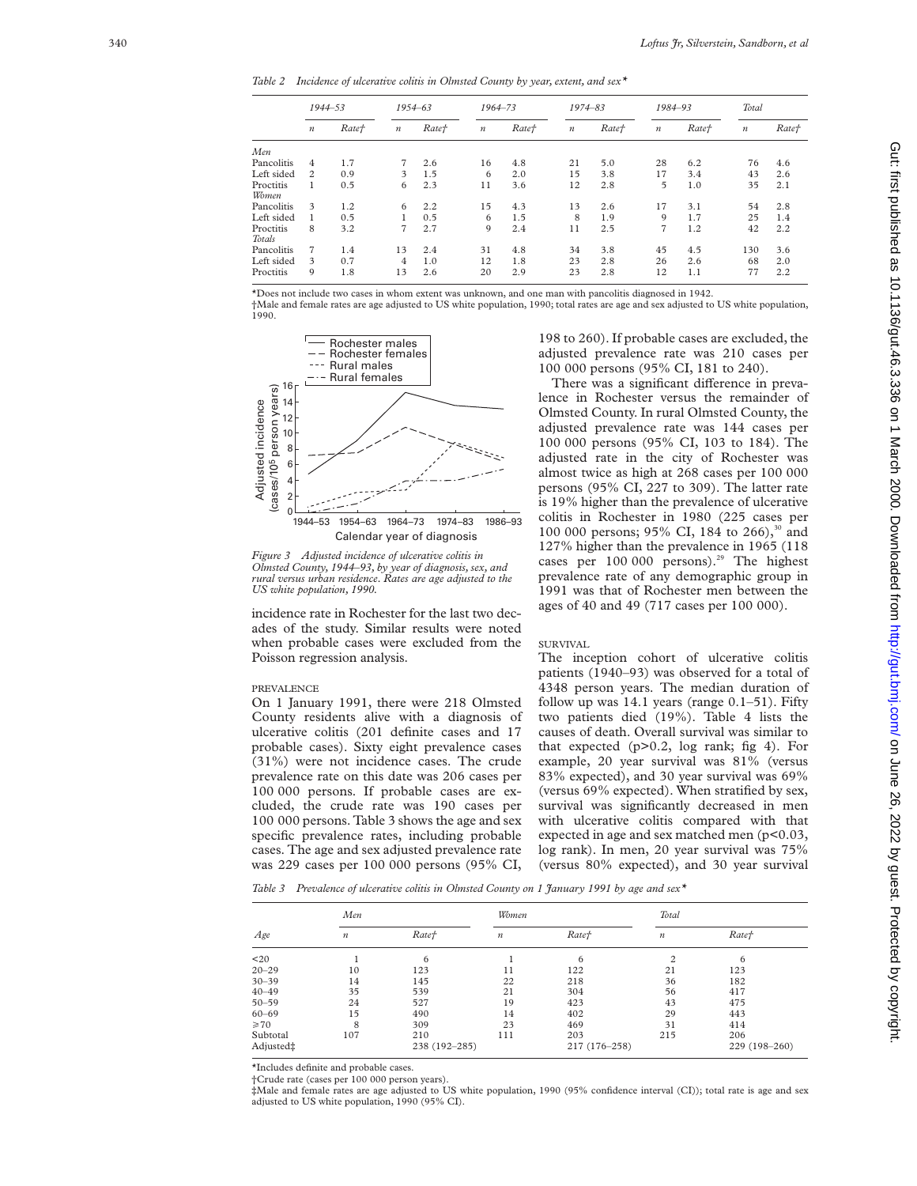*Table 2 Incidence of ulcerative colitis in Olmsted County by year, extent, and sex**

| | 1944–53 | | 1954–63 | | 1964–73 | | 1974–83 | | 1984–93 | | Total | |
|---|---|---|---|---|---|---|---|---|---|---|---|---|
| | *n* | *Rate†* | *n* | *Rate†* | *n* | *Rate†* | *n* | *Rate†* | *n* | *Rate†* | *n* | *Rate†* |
| *Men* | | | | | | | | | | | | |
| Pancolitis | 4 | 1.7 | 7 | 2.6 | 16 | 4.8 | 21 | 5.0 | 28 | 6.2 | 76 | 4.6 |
| Left sided | 2 | 0.9 | 3 | 1.5 | 6 | 2.0 | 15 | 3.8 | 17 | 3.4 | 43 | 2.6 |
| Proctitis | 1 | 0.5 | 6 | 2.3 | 11 | 3.6 | 12 | 2.8 | 5 | 1.0 | 35 | 2.1 |
| *Women* | | | | | | | | | | | | |
| Pancolitis | 3 | 1.2 | 6 | 2.2 | 15 | 4.3 | 13 | 2.6 | 17 | 3.1 | 54 | 2.8 |
| Left sided | 1 | 0.5 | 1 | 0.5 | 6 | 1.5 | 8 | 1.9 | 9 | 1.7 | 25 | 1.4 |
| Proctitis | 8 | 3.2 | 7 | 2.7 | 9 | 2.4 | 11 | 2.5 | 7 | 1.2 | 42 | 2.2 |
| *Totals* | | | | | | | | | | | | |
| Pancolitis | 7 | 1.4 | 13 | 2.4 | 31 | 4.8 | 34 | 3.8 | 45 | 4.5 | 130 | 3.6 |
| Left sided | 3 | 0.7 | 4 | 1.0 | 12 | 1.8 | 23 | 2.8 | 26 | 2.6 | 68 | 2.0 |
| Proctitis | 9 | 1.8 | 13 | 2.6 | 20 | 2.9 | 23 | 2.8 | 12 | 1.1 | 77 | 2.2 |

*Does not include two cases in whom extent was unknown, and one man with pancolitis diagnosed in 1942.
†Male and female rates are age adjusted to US white population, 1990; total rates are age and sex adjusted to US white population, 1990.

*Figure 3 Adjusted incidence of ulcerative colitis in Olmsted County, 1944–93, by year of diagnosis, sex, and rural versus urban residence. Rates are age adjusted to the US white population, 1990.*

incidence rate in Rochester for the last two decades of the study. Similar results were noted when probable cases were excluded from the Poisson regression analysis.

### PREVALENCE

On 1 January 1991, there were 218 Olmsted County residents alive with a diagnosis of ulcerative colitis (201 definite cases and 17 probable cases). Sixty eight prevalence cases (31%) were not incidence cases. The crude prevalence rate on this date was 206 cases per 100 000 persons. If probable cases are excluded, the crude rate was 190 cases per 100 000 persons. Table 3 shows the age and sex specific prevalence rates, including probable cases. The age and sex adjusted prevalence rate was 229 cases per 100 000 persons (95% CI, 198 to 260). If probable cases are excluded, the adjusted prevalence rate was 210 cases per 100 000 persons (95% CI, 181 to 240).

There was a significant difference in prevalence in Rochester versus the remainder of Olmsted County. In rural Olmsted County, the adjusted prevalence rate was 144 cases per 100 000 persons (95% CI, 103 to 184). The adjusted rate in the city of Rochester was almost twice as high at 268 cases per 100 000 persons (95% CI, 227 to 309). The latter rate is 19% higher than the prevalence of ulcerative colitis in Rochester in 1980 (225 cases per 100 000 persons; 95% CI, 184 to 266),[30] and 127% higher than the prevalence in 1965 (118 cases per 100 000 persons).[29] The highest prevalence rate of any demographic group in 1991 was that of Rochester men between the ages of 40 and 49 (717 cases per 100 000).

### SURVIVAL

The inception cohort of ulcerative colitis patients (1940–93) was observed for a total of 4348 person years. The median duration of follow up was 14.1 years (range 0.1–51). Fifty two patients died (19%). Table 4 lists the causes of death. Overall survival was similar to that expected ($p>0.2$, log rank; fig 4). For example, 20 year survival was 81% (versus 83% expected), and 30 year survival was 69% (versus 69% expected). When stratified by sex, survival was significantly decreased in men with ulcerative colitis compared with that expected in age and sex matched men ($p<0.03$, log rank). In men, 20 year survival was 75% (versus 80% expected), and 30 year survival

*Table 3 Prevalence of ulcerative colitis in Olmsted County on 1 January 1991 by age and sex**

| Age | Men | | Women | | Total | |
|---|---|---|---|---|---|---|
| | *n* | *Rate†* | *n* | *Rate†* | *n* | *Rate†* |
| <20 | 1 | 6 | 1 | 6 | 2 | 6 |
| 20–29 | 10 | 123 | 11 | 122 | 21 | 123 |
| 30–39 | 14 | 145 | 22 | 218 | 36 | 182 |
| 40–49 | 35 | 539 | 21 | 304 | 56 | 417 |
| 50–59 | 24 | 527 | 19 | 423 | 43 | 475 |
| 60–69 | 15 | 490 | 14 | 402 | 29 | 443 |
| ≥70 | 8 | 309 | 23 | 469 | 31 | 414 |
| Subtotal | 107 | 210 | 111 | 203 | 215 | 206 |
| Adjusted‡ | | 238 (192–285) | | 217 (176–258) | | 229 (198–260) |

*Includes definite and probable cases.
†Crude rate (cases per 100 000 person years).
‡Male and female rates are age adjusted to US white population, 1990 (95% confidence interval (CI)); total rate is age and sex adjusted to US white population, 1990 (95% CI).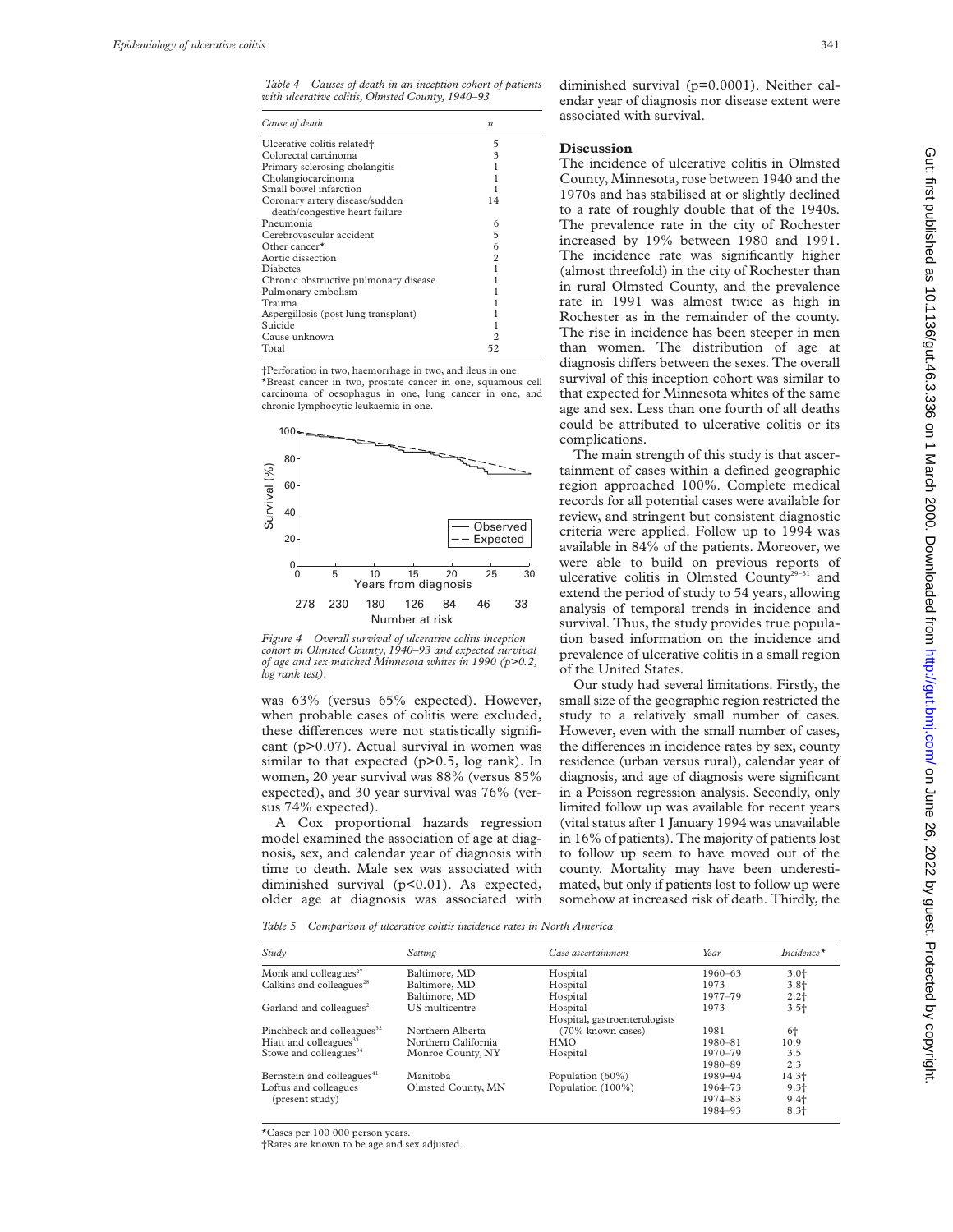*Table 4 Causes of death in an inception cohort of patients with ulcerative colitis, Olmsted County, 1940–93*

| Cause of death | n |
|---|---|
| Ulcerative colitis related† | 5 |
| Colorectal carcinoma | 3 |
| Primary sclerosing cholangitis | 1 |
| Cholangiocarcinoma | 1 |
| Small bowel infarction | 1 |
| Coronary artery disease/sudden death/congestive heart failure | 14 |
| Pneumonia | 6 |
| Cerebrovascular accident | 5 |
| Other cancer* | 6 |
| Aortic dissection | 2 |
| Diabetes | 1 |
| Chronic obstructive pulmonary disease | 1 |
| Pulmonary embolism | 1 |
| Trauma | 1 |
| Aspergillosis (post lung transplant) | 1 |
| Suicide | 1 |
| Cause unknown | 2 |
| Total | 52 |

†Perforation in two, haemorrhage in two, and ileus in one.
*Breast cancer in two, prostate cancer in one, squamous cell carcinoma of oesophagus in one, lung cancer in one, and chronic lymphocytic leukaemia in one.

*Figure 4 Overall survival of ulcerative colitis inception cohort in Olmsted County, 1940–93 and expected survival of age and sex matched Minnesota whites in 1990 (p>0.2, log rank test).*

was 63% (versus 65% expected). However, when probable cases of colitis were excluded, these differences were not statistically significant (p>0.07). Actual survival in women was similar to that expected (p>0.5, log rank). In women, 20 year survival was 88% (versus 85% expected), and 30 year survival was 76% (versus 74% expected).

A Cox proportional hazards regression model examined the association of age at diagnosis, sex, and calendar year of diagnosis with time to death. Male sex was associated with diminished survival (p<0.01). As expected, older age at diagnosis was associated with diminished survival (p=0.0001). Neither calendar year of diagnosis nor disease extent were associated with survival.

## Discussion

The incidence of ulcerative colitis in Olmsted County, Minnesota, rose between 1940 and the 1970s and has stabilised at or slightly declined to a rate of roughly double that of the 1940s. The prevalence rate in the city of Rochester increased by 19% between 1980 and 1991. The incidence rate was significantly higher (almost threefold) in the city of Rochester than in rural Olmsted County, and the prevalence rate in 1991 was almost twice as high in Rochester as in the remainder of the county. The rise in incidence has been steeper in men than women. The distribution of age at diagnosis differs between the sexes. The overall survival of this inception cohort was similar to that expected for Minnesota whites of the same age and sex. Less than one fourth of all deaths could be attributed to ulcerative colitis or its complications.

The main strength of this study is that ascertainment of cases within a defined geographic region approached 100%. Complete medical records for all potential cases were available for review, and stringent but consistent diagnostic criteria were applied. Follow up to 1994 was available in 84% of the patients. Moreover, we were able to build on previous reports of ulcerative colitis in Olmsted County[29–31] and extend the period of study to 54 years, allowing analysis of temporal trends in incidence and survival. Thus, the study provides true population based information on the incidence and prevalence of ulcerative colitis in a small region of the United States.

Our study had several limitations. Firstly, the small size of the geographic region restricted the study to a relatively small number of cases. However, even with the small number of cases, the differences in incidence rates by sex, county residence (urban versus rural), calendar year of diagnosis, and age of diagnosis were significant in a Poisson regression analysis. Secondly, only limited follow up was available for recent years (vital status after 1 January 1994 was unavailable in 16% of patients). The majority of patients lost to follow up seem to have moved out of the county. Mortality may have been underestimated, but only if patients lost to follow up were somehow at increased risk of death. Thirdly, the

*Table 5 Comparison of ulcerative colitis incidence rates in North America*

| Study | Setting | Case ascertainment | Year | Incidence* |
|---|---|---|---|---|
| Monk and colleagues[27] | Baltimore, MD | Hospital | 1960–63 | 3.0† |
| Calkins and colleagues[28] | Baltimore, MD | Hospital | 1973 | 3.8† |
| | Baltimore, MD | Hospital | 1977–79 | 2.2† |
| Garland and colleagues[2] | US multicentre | Hospital | 1973 | 3.5† |
| Pinchbeck and colleagues[32] | Northern Alberta | Hospital, gastroenterologists (70% known cases) | 1981 | 6† |
| Hiatt and colleagues[33] | Northern California | HMO | 1980–81 | 10.9 |
| Stowe and colleagues[34] | Monroe County, NY | Hospital | 1970–79 | 3.5 |
| | | | 1980–89 | 2.3 |
| Bernstein and colleagues[41] | Manitoba | Population (60%) | 1989–94 | 14.3† |
| Loftus and colleagues (present study) | Olmsted County, MN | Population (100%) | 1964–73 | 9.3† |
| | | | 1974–83 | 9.4† |
| | | | 1984–93 | 8.3† |

*Cases per 100 000 person years.
†Rates are known to be age and sex adjusted.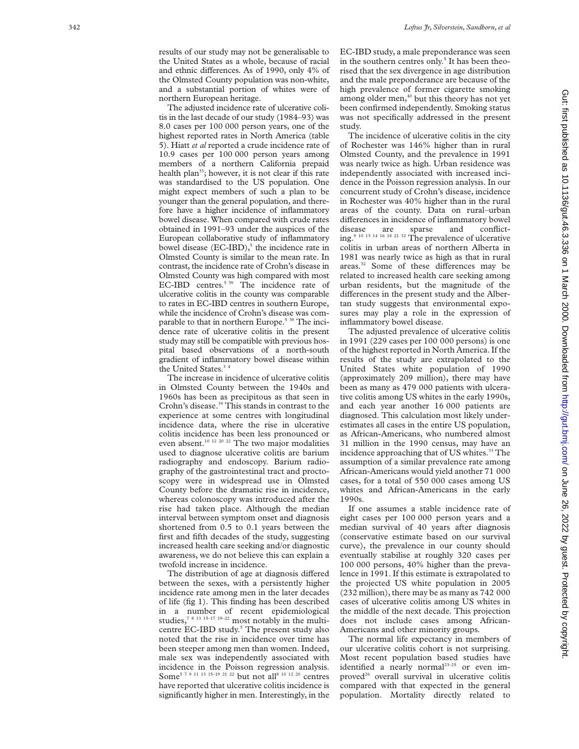results of our study may not be generalisable to the United States as a whole, because of racial and ethnic differences. As of 1990, only 4% of the Olmsted County population was non-white, and a substantial portion of whites were of northern European heritage.

The adjusted incidence rate of ulcerative colitis in the last decade of our study (1984–93) was 8.0 cases per 100 000 person years, one of the highest reported rates in North America (table 5). Hiatt *et al* reported a crude incidence rate of 10.9 cases per 100 000 person years among members of a northern California prepaid health plan[33]; however, it is not clear if this rate was standardised to the US population. One might expect members of such a plan to be younger than the general population, and therefore have a higher incidence of inflammatory bowel disease. When compared with crude rates obtained in 1991–93 under the auspices of the European collaborative study of inflammatory bowel disease (EC-IBD),[5] the incidence rate in Olmsted County is similar to the mean rate. In contrast, the incidence rate of Crohn's disease in Olmsted County was high compared with most EC-IBD centres.[5 39] The incidence rate of ulcerative colitis in the county was comparable to rates in EC-IBD centres in southern Europe, while the incidence of Crohn's disease was comparable to that in northern Europe.[5 39] The incidence rate of ulcerative colitis in the present study may still be compatible with previous hospital based observations of a north-south gradient of inflammatory bowel disease within the United States.[3 4]

The increase in incidence of ulcerative colitis in Olmsted County between the 1940s and 1960s has been as precipitous as that seen in Crohn's disease.[39] This stands in contrast to the experience at some centres with longitudinal incidence data, where the rise in ulcerative colitis incidence has been less pronounced or even absent.[10 12 20 22] The two major modalities used to diagnose ulcerative colitis are barium radiography and endoscopy. Barium radiography of the gastrointestinal tract and proctoscopy were in widespread use in Olmsted County before the dramatic rise in incidence, whereas colonoscopy was introduced after the rise had taken place. Although the median interval between symptom onset and diagnosis shortened from 0.5 to 0.1 years between the first and fifth decades of the study, suggesting increased health care seeking and/or diagnostic awareness, we do not believe this can explain a twofold increase in incidence.

The distribution of age at diagnosis differed between the sexes, with a persistently higher incidence rate among men in the later decades of life (fig 1). This finding has been described in a number of recent epidemiological studies,[7 8 13 15–17 19–22] most notably in the multicentre EC-IBD study.[5] The present study also noted that the rise in incidence over time has been steeper among men than women. Indeed, male sex was independently associated with incidence in the Poisson regression analysis. Some[5 7 9 11 13 15–19 21 22] but not all[8 10 12 20] centres have reported that ulcerative colitis incidence is significantly higher in men. Interestingly, in the EC-IBD study, a male preponderance was seen in the southern centres only.[5] It has been theorised that the sex divergence in age distribution and the male preponderance are because of the high prevalence of former cigarette smoking among older men,[40] but this theory has not yet been confirmed independently. Smoking status was not specifically addressed in the present study.

The incidence of ulcerative colitis in the city of Rochester was 146% higher than in rural Olmsted County, and the prevalence in 1991 was nearly twice as high. Urban residence was independently associated with increased incidence in the Poisson regression analysis. In our concurrent study of Crohn's disease, incidence in Rochester was 40% higher than in the rural areas of the county. Data on rural–urban differences in incidence of inflammatory bowel disease are sparse and conflicting.[9 10 13 14 16 18 21 32] The prevalence of ulcerative colitis in urban areas of northern Alberta in 1981 was nearly twice as high as that in rural areas.[32] Some of these differences may be related to increased health care seeking among urban residents, but the magnitude of the differences in the present study and the Albertan study suggests that environmental exposures may play a role in the expression of inflammatory bowel disease.

The adjusted prevalence of ulcerative colitis in 1991 (229 cases per 100 000 persons) is one of the highest reported in North America. If the results of the study are extrapolated to the United States white population of 1990 (approximately 209 million), there may have been as many as 479 000 patients with ulcerative colitis among US whites in the early 1990s, and each year another 16 000 patients are diagnosed. This calculation most likely underestimates all cases in the entire US population, as African-Americans, who numbered almost 31 million in the 1990 census, may have an incidence approaching that of US whites.[33] The assumption of a similar prevalence rate among African-Americans would yield another 71 000 cases, for a total of 550 000 cases among US whites and African-Americans in the early 1990s.

If one assumes a stable incidence rate of eight cases per 100 000 person years and a median survival of 40 years after diagnosis (conservative estimate based on our survival curve), the prevalence in our county should eventually stabilise at roughly 320 cases per 100 000 persons, 40% higher than the prevalence in 1991. If this estimate is extrapolated to the projected US white population in 2005 (232 million), there may be as many as 742 000 cases of ulcerative colitis among US whites in the middle of the next decade. This projection does not include cases among African-Americans and other minority groups.

The normal life expectancy in members of our ulcerative colitis cohort is not surprising. Most recent population based studies have identified a nearly normal[23–25] or even improved[26] overall survival in ulcerative colitis compared with that expected in the general population. Mortality directly related to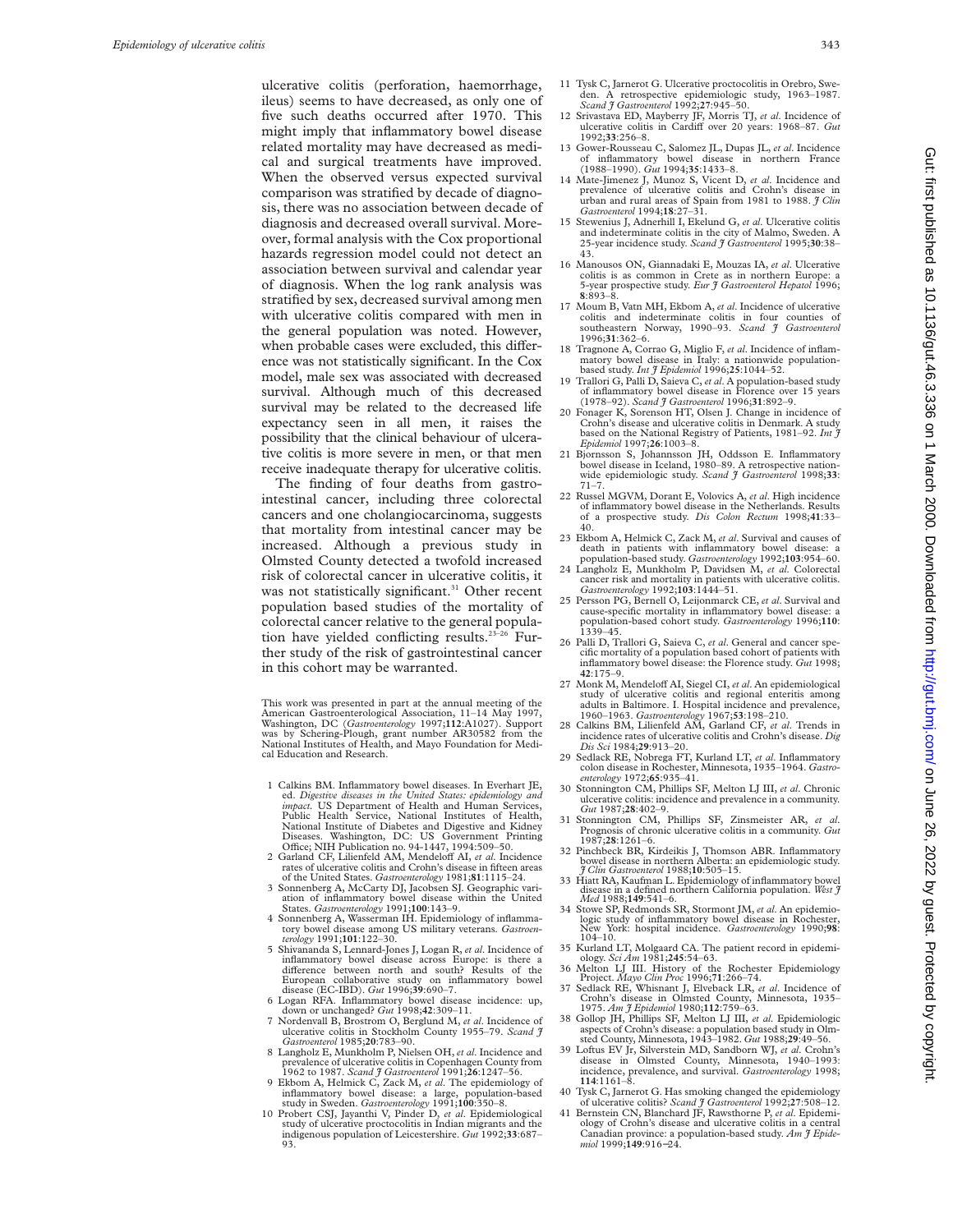ulcerative colitis (perforation, haemorrhage, ileus) seems to have decreased, as only one of five such deaths occurred after 1970. This might imply that inflammatory bowel disease related mortality may have decreased as medical and surgical treatments have improved. When the observed versus expected survival comparison was stratified by decade of diagnosis, there was no association between decade of diagnosis and decreased overall survival. Moreover, formal analysis with the Cox proportional hazards regression model could not detect an association between survival and calendar year of diagnosis. When the log rank analysis was stratified by sex, decreased survival among men with ulcerative colitis compared with men in the general population was noted. However, when probable cases were excluded, this difference was not statistically significant. In the Cox model, male sex was associated with decreased survival. Although much of this decreased survival may be related to the decreased life expectancy seen in all men, it raises the possibility that the clinical behaviour of ulcerative colitis is more severe in men, or that men receive inadequate therapy for ulcerative colitis.

The finding of four deaths from gastrointestinal cancer, including three colorectal cancers and one cholangiocarcinoma, suggests that mortality from intestinal cancer may be increased. Although a previous study in Olmsted County detected a twofold increased risk of colorectal cancer in ulcerative colitis, it was not statistically significant.[31] Other recent population based studies of the mortality of colorectal cancer relative to the general population have yielded conflicting results.[23–26] Further study of the risk of gastrointestinal cancer in this cohort may be warranted.

This work was presented in part at the annual meeting of the American Gastroenterological Association, 11–14 May 1997, Washington, DC (*Gastroenterology* 1997;**112**:A1027). Support was by Schering-Plough, grant number AR30582 from the National Institutes of Health, and Mayo Foundation for Medical Education and Research.

1 Calkins BM. Inflammatory bowel diseases. In Everhart JE, ed. *Digestive diseases in the United States: epidemiology and impact*. US Department of Health and Human Services, Public Health Service, National Institutes of Health, National Institute of Diabetes and Digestive and Kidney Diseases. Washington, DC: US Government Printing Office; NIH Publication no. 94-1447, 1994:509–50.
2 Garland CF, Lilienfeld AM, Mendeloff AI, *et al*. Incidence rates of ulcerative colitis and Crohn's disease in fifteen areas of the United States. *Gastroenterology* 1981;**81**:1115–24.
3 Sonnenberg A, McCarty DJ, Jacobsen SJ. Geographic variation of inflammatory bowel disease within the United States. *Gastroenterology* 1991;**100**:143–9.
4 Sonnenberg A, Wasserman IH. Epidemiology of inflammatory bowel disease among US military veterans. *Gastroenterology* 1991;**101**:122–30.
5 Shivananda S, Lennard-Jones J, Logan R, *et al*. Incidence of inflammatory bowel disease across Europe: is there a difference between north and south? Results of the European collaborative study on inflammatory bowel disease (EC-IBD). *Gut* 1996;**39**:690–7.
6 Logan RFA. Inflammatory bowel disease incidence: up, down or unchanged? *Gut* 1998;**42**:309–11.
7 Nordenvall B, Brostrom O, Berglund M, *et al*. Incidence of ulcerative colitis in Stockholm County 1955–79. *Scand J Gastroenterol* 1985;**20**:783–90.
8 Langholz E, Munkholm P, Nielsen OH, *et al*. Incidence and prevalence of ulcerative colitis in Copenhagen County from 1962 to 1987. *Scand J Gastroenterol* 1991;**26**:1247–56.
9 Ekbom A, Helmick C, Zack M, *et al*. The epidemiology of inflammatory bowel disease: a large, population-based study in Sweden. *Gastroenterology* 1991;**100**:350–8.
10 Probert CSJ, Jayanthi V, Pinder D, *et al*. Epidemiological study of ulcerative proctocolitis in Indian migrants and the indigenous population of Leicestershire. *Gut* 1992;**33**:687–93.
11 Tysk C, Jarnerot G. Ulcerative proctocolitis in Orebro, Sweden. A retrospective epidemiologic study, 1963–1987. *Scand J Gastroenterol* 1992;**27**:945–50.
12 Srivastava ED, Mayberry JF, Morris TJ, *et al*. Incidence of ulcerative colitis in Cardiff over 20 years: 1968–87. *Gut* 1992;**33**:256–8.
13 Gower-Rousseau C, Salomez JL, Dupas JL, *et al*. Incidence of inflammatory bowel disease in northern France (1988–1990). *Gut* 1994;**35**:1433–8.
14 Mate-Jimenez J, Munoz S, Vicent D, *et al*. Incidence and prevalence of ulcerative colitis and Crohn's disease in urban and rural areas of Spain from 1981 to 1988. *J Clin Gastroenterol* 1994;**18**:27–31.
15 Stewenius J, Adnerhill I, Ekelund G, *et al*. Ulcerative colitis and indeterminate colitis in the city of Malmo, Sweden. A 25-year incidence study. *Scand J Gastroenterol* 1995;**30**:38–43.
16 Manousos ON, Giannadaki E, Mouzas IA, *et al*. Ulcerative colitis is as common in Crete as in northern Europe: a 5-year prospective study. *Eur J Gastroenterol Hepatol* 1996; **8**:893–8.
17 Moum B, Vatn MH, Ekbom A, *et al*. Incidence of ulcerative colitis and indeterminate colitis in four counties of southeastern Norway, 1990–93. *Scand J Gastroenterol* 1996;**31**:362–6.
18 Tragnone A, Corrao G, Miglio F, *et al*. Incidence of inflammatory bowel disease in Italy: a nationwide population-based study. *Int J Epidemiol* 1996;**25**:1044–52.
19 Trallori G, Palli D, Saieva C, *et al*. A population-based study of inflammatory bowel disease in Florence over 15 years (1978–92). *Scand J Gastroenterol* 1996;**31**:892–9.
20 Fonager K, Sorenson HT, Olsen J. Change in incidence of Crohn's disease and ulcerative colitis in Denmark. A study based on the National Registry of Patients, 1981–92. *Int J Epidemiol* 1997;**26**:1003–8.
21 Bjornsson S, Johannsson JH, Oddsson E. Inflammatory bowel disease in Iceland, 1980–89. A retrospective nationwide epidemiologic study. *Scand J Gastroenterol* 1998;**33**: 71–7.
22 Russel MGVM, Dorant E, Volovics A, *et al*. High incidence of inflammatory bowel disease in the Netherlands. Results of a prospective study. *Dis Colon Rectum* 1998;**41**:33–40.
23 Ekbom A, Helmick C, Zack M, *et al*. Survival and causes of death in patients with inflammatory bowel disease: a population-based study. *Gastroenterology* 1992;**103**:954–60.
24 Langholz E, Munkholm P, Davidsen M, *et al*. Colorectal cancer risk and mortality in patients with ulcerative colitis. *Gastroenterology* 1992;**103**:1444–51.
25 Persson PG, Bernell O, Leijonmarck CE, *et al*. Survival and cause-specific mortality in inflammatory bowel disease: a population-based cohort study. *Gastroenterology* 1996;**110**: 1339–45.
26 Palli D, Trallori G, Saieva C, *et al*. General and cancer specific mortality of a population based cohort of patients with inflammatory bowel disease: the Florence study. *Gut* 1998; **42**:175–9.
27 Monk M, Mendeloff AI, Siegel CI, *et al*. An epidemiological study of ulcerative colitis and regional enteritis among adults in Baltimore. I. Hospital incidence and prevalence, 1960–1963. *Gastroenterology* 1967;**53**:198–210.
28 Calkins BM, Lilienfeld AM, Garland CF, *et al*. Trends in incidence rates of ulcerative colitis and Crohn's disease. *Dig Dis Sci* 1984;**29**:913–20.
29 Sedlack RE, Nobrega FT, Kurland LT, *et al*. Inflammatory colon disease in Rochester, Minnesota, 1935–1964. *Gastroenterology* 1972;**65**:935–41.
30 Stonnington CM, Phillips SF, Melton LJ III, *et al*. Chronic ulcerative colitis: incidence and prevalence in a community. *Gut* 1987;**28**:402–9.
31 Stonnington CM, Phillips SF, Zinsmeister AR, *et al*. Prognosis of chronic ulcerative colitis in a community. *Gut* 1987;**28**:1261–6.
32 Pinchbeck BR, Kirdeikis J, Thomson ABR. Inflammatory bowel disease in northern Alberta: an epidemiologic study. *J Clin Gastroenterol* 1988;**10**:505–15.
33 Hiatt RA, Kaufman L. Epidemiology of inflammatory bowel disease in a defined northern California population. *West J Med* 1988;**149**:541–6.
34 Stowe SP, Redmonds SR, Stormont JM, *et al*. An epidemiologic study of inflammatory bowel disease in Rochester, New York: hospital incidence. *Gastroenterology* 1990;**98**: 104–10.
35 Kurland LT, Molgaard CA. The patient record in epidemiology. *Sci Am* 1981;**245**:54–63.
36 Melton LJ III. History of the Rochester Epidemiology Project. *Mayo Clin Proc* 1996;**71**:266–74.
37 Sedlack RE, Whisnant J, Elveback LR, *et al*. Incidence of Crohn's disease in Olmsted County, Minnesota, 1935–1975. *Am J Epidemiol* 1980;**112**:759–63.
38 Gollop JH, Phillips SF, Melton LJ III, *et al*. Epidemiologic aspects of Crohn's disease: a population based study in Olmsted County, Minnesota, 1943–1982. *Gut* 1988;**29**:49–56.
39 Loftus EV Jr, Silverstein MD, Sandborn WJ, *et al*. Crohn's disease in Olmsted County, Minnesota, 1940–1993: incidence, prevalence, and survival. *Gastroenterology* 1998; **114**:1161–8.
40 Tysk C, Jarnerot G. Has smoking changed the epidemiology of ulcerative colitis? *Scand J Gastroenterol* 1992;**27**:508–12.
41 Bernstein CN, Blanchard JF, Rawsthorne P, *et al*. Epidemiology of Crohn's disease and ulcerative colitis in a central Canadian province: a population-based study. *Am J Epidemiol* 1999;**149**:916–24.